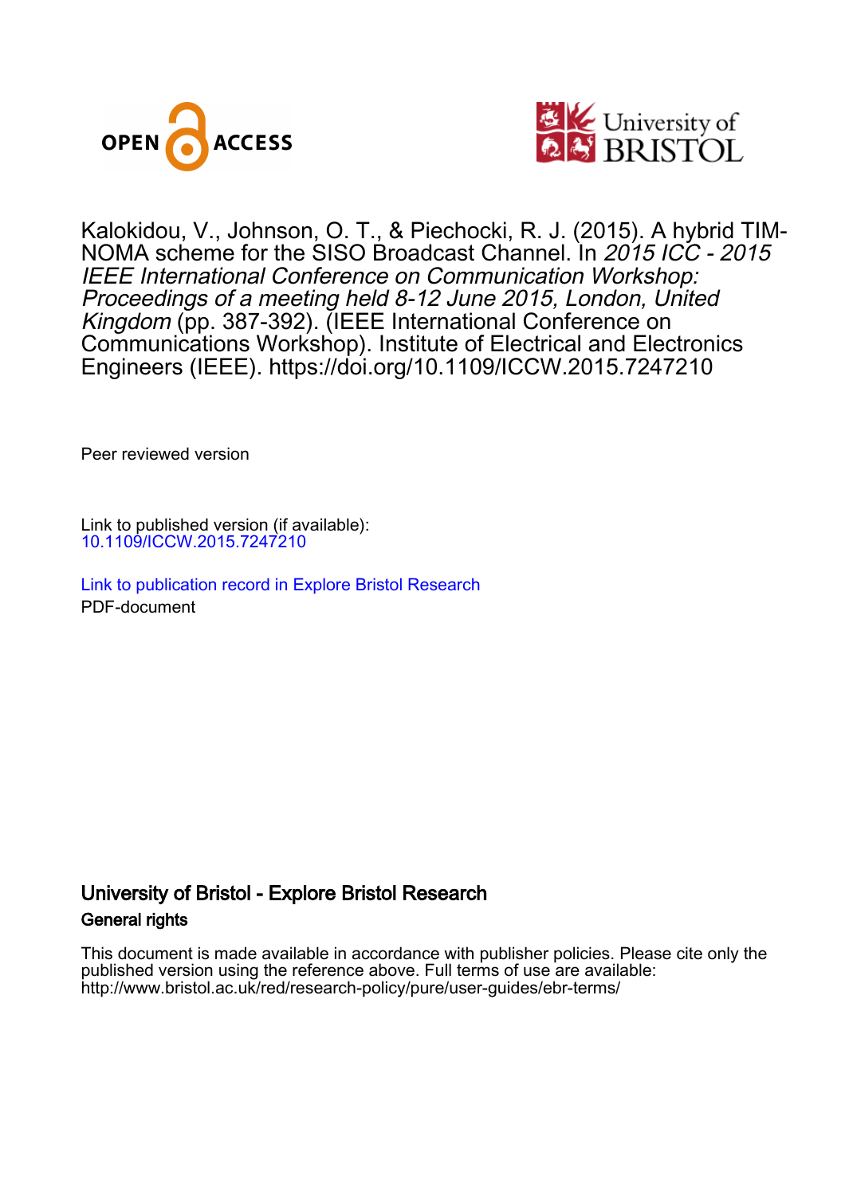Kalokidou, V., Johnson, O. T., & Piechocki, R. J. (2015). A hybrid TIM-NOMA scheme for the SISO Broadcast Channel. In *2015 ICC - 2015 IEEE International Conference on Communication Workshop: Proceedings of a meeting held 8-12 June 2015, London, United Kingdom* (pp. 387-392). (IEEE International Conference on Communications Workshop). Institute of Electrical and Electronics Engineers (IEEE). https://doi.org/10.1109/ICCW.2015.7247210

Peer reviewed version

Link to published version (if available):
10.1109/ICCW.2015.7247210

Link to publication record in Explore Bristol Research
PDF-document

## University of Bristol - Explore Bristol Research

### General rights

This document is made available in accordance with publisher policies. Please cite only the published version using the reference above. Full terms of use are available: http://www.bristol.ac.uk/red/research-policy/pure/user-guides/ebr-terms/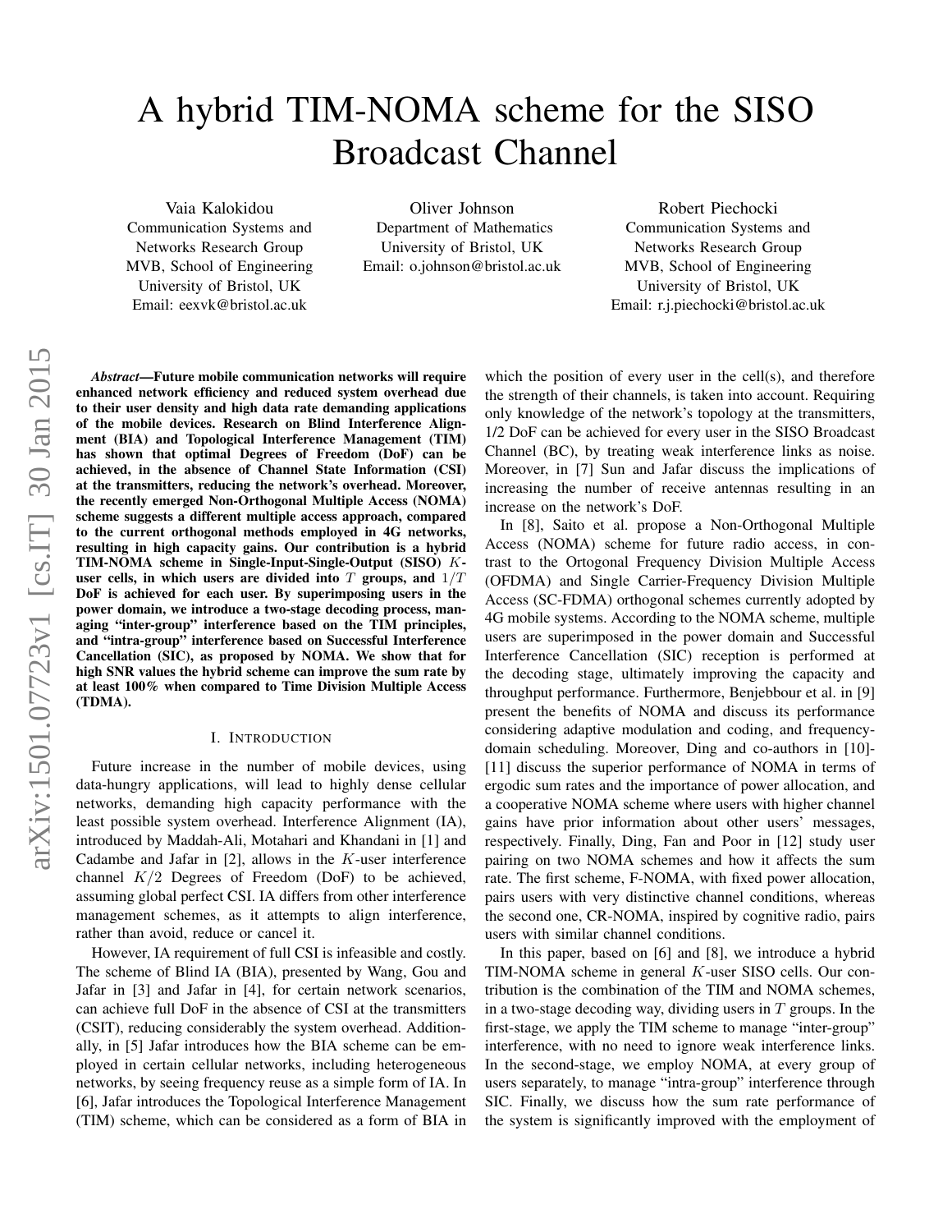# A hybrid TIM-NOMA scheme for the SISO Broadcast Channel

Vaia Kalokidou
Communication Systems and Networks Research Group
MVB, School of Engineering
University of Bristol, UK
Email: eexvk@bristol.ac.uk

Oliver Johnson
Department of Mathematics
University of Bristol, UK
Email: o.johnson@bristol.ac.uk

Robert Piechocki
Communication Systems and Networks Research Group
MVB, School of Engineering
University of Bristol, UK
Email: r.j.piechocki@bristol.ac.uk

***Abstract*—Future mobile communication networks will require enhanced network efficiency and reduced system overhead due to their user density and high data rate demanding applications of the mobile devices. Research on Blind Interference Alignment (BIA) and Topological Interference Management (TIM) has shown that optimal Degrees of Freedom (DoF) can be achieved, in the absence of Channel State Information (CSI) at the transmitters, reducing the network's overhead. Moreover, the recently emerged Non-Orthogonal Multiple Access (NOMA) scheme suggests a different multiple access approach, compared to the current orthogonal methods employed in 4G networks, resulting in high capacity gains. Our contribution is a hybrid TIM-NOMA scheme in Single-Input-Single-Output (SISO) $K$-user cells, in which users are divided into $T$ groups, and $1/T$ DoF is achieved for each user. By superimposing users in the power domain, we introduce a two-stage decoding process, managing "inter-group" interference based on the TIM principles, and "intra-group" interference based on Successful Interference Cancellation (SIC), as proposed by NOMA. We show that for high SNR values the hybrid scheme can improve the sum rate by at least 100% when compared to Time Division Multiple Access (TDMA).**

## I. Introduction

Future increase in the number of mobile devices, using data-hungry applications, will lead to highly dense cellular networks, demanding high capacity performance with the least possible system overhead. Interference Alignment (IA), introduced by Maddah-Ali, Motahari and Khandani in [1] and Cadambe and Jafar in [2], allows in the $K$-user interference channel $K/2$ Degrees of Freedom (DoF) to be achieved, assuming global perfect CSI. IA differs from other interference management schemes, as it attempts to align interference, rather than avoid, reduce or cancel it.

However, IA requirement of full CSI is infeasible and costly. The scheme of Blind IA (BIA), presented by Wang, Gou and Jafar in [3] and Jafar in [4], for certain network scenarios, can achieve full DoF in the absence of CSI at the transmitters (CSIT), reducing considerably the system overhead. Additionally, in [5] Jafar introduces how the BIA scheme can be employed in certain cellular networks, including heterogeneous networks, by seeing frequency reuse as a simple form of IA. In [6], Jafar introduces the Topological Interference Management (TIM) scheme, which can be considered as a form of BIA in which the position of every user in the cell(s), and therefore the strength of their channels, is taken into account. Requiring only knowledge of the network's topology at the transmitters, 1/2 DoF can be achieved for every user in the SISO Broadcast Channel (BC), by treating weak interference links as noise. Moreover, in [7] Sun and Jafar discuss the implications of increasing the number of receive antennas resulting in an increase on the network's DoF.

In [8], Saito et al. propose a Non-Orthogonal Multiple Access (NOMA) scheme for future radio access, in contrast to the Ortogonal Frequency Division Multiple Access (OFDMA) and Single Carrier-Frequency Division Multiple Access (SC-FDMA) orthogonal schemes currently adopted by 4G mobile systems. According to the NOMA scheme, multiple users are superimposed in the power domain and Successful Interference Cancellation (SIC) reception is performed at the decoding stage, ultimately improving the capacity and throughput performance. Furthermore, Benjebbour et al. in [9] present the benefits of NOMA and discuss its performance considering adaptive modulation and coding, and frequency-domain scheduling. Moreover, Ding and co-authors in [10]-[11] discuss the superior performance of NOMA in terms of ergodic sum rates and the importance of power allocation, and a cooperative NOMA scheme where users with higher channel gains have prior information about other users' messages, respectively. Finally, Ding, Fan and Poor in [12] study user pairing on two NOMA schemes and how it affects the sum rate. The first scheme, F-NOMA, with fixed power allocation, pairs users with very distinctive channel conditions, whereas the second one, CR-NOMA, inspired by cognitive radio, pairs users with similar channel conditions.

In this paper, based on [6] and [8], we introduce a hybrid TIM-NOMA scheme in general $K$-user SISO cells. Our contribution is the combination of the TIM and NOMA schemes, in a two-stage decoding way, dividing users in $T$ groups. In the first-stage, we apply the TIM scheme to manage "inter-group" interference, with no need to ignore weak interference links. In the second-stage, we employ NOMA, at every group of users separately, to manage "intra-group" interference through SIC. Finally, we discuss how the sum rate performance of the system is significantly improved with the employment of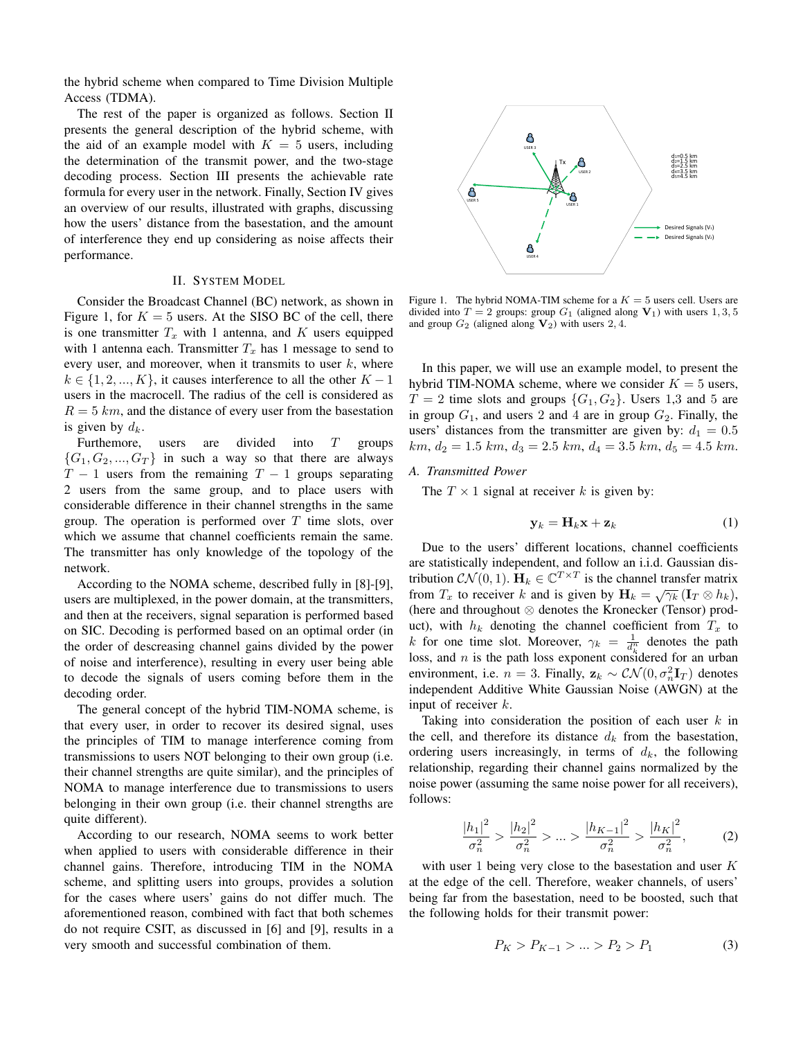the hybrid scheme when compared to Time Division Multiple Access (TDMA).

The rest of the paper is organized as follows. Section II presents the general description of the hybrid scheme, with the aid of an example model with $K = 5$ users, including the determination of the transmit power, and the two-stage decoding process. Section III presents the achievable rate formula for every user in the network. Finally, Section IV gives an overview of our results, illustrated with graphs, discussing how the users' distance from the basestation, and the amount of interference they end up considering as noise affects their performance.

## II. System Model

Consider the Broadcast Channel (BC) network, as shown in Figure 1, for $K = 5$ users. At the SISO BC of the cell, there is one transmitter $T_x$ with 1 antenna, and $K$ users equipped with 1 antenna each. Transmitter $T_x$ has 1 message to send to every user, and moreover, when it transmits to user $k$, where $k \in \{1, 2, ..., K\}$, it causes interference to all the other $K-1$ users in the macrocell. The radius of the cell is considered as $R = 5$ $km$, and the distance of every user from the basestation is given by $d_k$.

Futhermore, users are divided into $T$ groups $\{G_1, G_2, ..., G_T\}$ in such a way so that there are always $T-1$ users from the remaining $T-1$ groups separating 2 users from the same group, and to place users with considerable difference in their channel strengths in the same group. The operation is performed over $T$ time slots, over which we assume that channel coefficients remain the same. The transmitter has only knowledge of the topology of the network.

According to the NOMA scheme, described fully in [8]-[9], users are multiplexed, in the power domain, at the transmitters, and then at the receivers, signal separation is performed based on SIC. Decoding is performed based on an optimal order (in the order of descreasing channel gains divided by the power of noise and interference), resulting in every user being able to decode the signals of users coming before them in the decoding order.

The general concept of the hybrid TIM-NOMA scheme, is that every user, in order to recover its desired signal, uses the principles of TIM to manage interference coming from transmissions to users NOT belonging to their own group (i.e. their channel strengths are quite similar), and the principles of NOMA to manage interference due to transmissions to users belonging in their own group (i.e. their channel strengths are quite different).

According to our research, NOMA seems to work better when applied to users with considerable difference in their channel gains. Therefore, introducing TIM in the NOMA scheme, and splitting users into groups, provides a solution for the cases where users' gains do not differ much. The aforementioned reason, combined with fact that both schemes do not require CSIT, as discussed in [6] and [9], results in a very smooth and successful combination of them.

Figure 1. The hybrid NOMA-TIM scheme for a $K = 5$ users cell. Users are divided into $T = 2$ groups: group $G_1$ (aligned along $\mathbf{V}_1$) with users $1, 3, 5$ and group $G_2$ (aligned along $\mathbf{V}_2$) with users $2, 4$.

In this paper, we will use an example model, to present the hybrid TIM-NOMA scheme, where we consider $K = 5$ users, $T = 2$ time slots and groups $\{G_1, G_2\}$. Users 1,3 and 5 are in group $G_1$, and users 2 and 4 are in group $G_2$. Finally, the users' distances from the transmitter are given by: $d_1 = 0.5$ $km$, $d_2 = 1.5$ $km$, $d_3 = 2.5$ $km$, $d_4 = 3.5$ $km$, $d_5 = 4.5$ $km$.

### A. Transmitted Power

The $T \times 1$ signal at receiver $k$ is given by:

$$\mathbf{y}_k = \mathbf{H}_k \mathbf{x} + \mathbf{z}_k \tag{1}$$

Due to the users' different locations, channel coefficients are statistically independent, and follow an i.i.d. Gaussian distribution $\mathcal{CN}(0, 1)$. $\mathbf{H}_k \in \mathbb{C}^{T \times T}$ is the channel transfer matrix from $T_x$ to receiver $k$ and is given by $\mathbf{H}_k = \sqrt{\gamma_k}\,(\mathbf{I}_T \otimes h_k)$, (here and throughout $\otimes$ denotes the Kronecker (Tensor) product), with $h_k$ denoting the channel coefficient from $T_x$ to $k$ for one time slot. Moreover, $\gamma_k = \frac{1}{d_k^n}$ denotes the path loss, and $n$ is the path loss exponent considered for an urban environment, i.e. $n = 3$. Finally, $\mathbf{z}_k \sim \mathcal{CN}(0, \sigma_n^2 \mathbf{I}_T)$ denotes independent Additive White Gaussian Noise (AWGN) at the input of receiver $k$.

Taking into consideration the position of each user $k$ in the cell, and therefore its distance $d_k$ from the basestation, ordering users increasingly, in terms of $d_k$, the following relationship, regarding their channel gains normalized by the noise power (assuming the same noise power for all receivers), follows:

$$\frac{|h_1|^2}{\sigma_n^2} > \frac{|h_2|^2}{\sigma_n^2} > ... > \frac{|h_{K-1}|^2}{\sigma_n^2} > \frac{|h_K|^2}{\sigma_n^2}, \tag{2}$$

with user 1 being very close to the basestation and user $K$ at the edge of the cell. Therefore, weaker channels, of users' being far from the basestation, need to be boosted, such that the following holds for their transmit power:

$$P_K > P_{K-1} > ... > P_2 > P_1 \tag{3}$$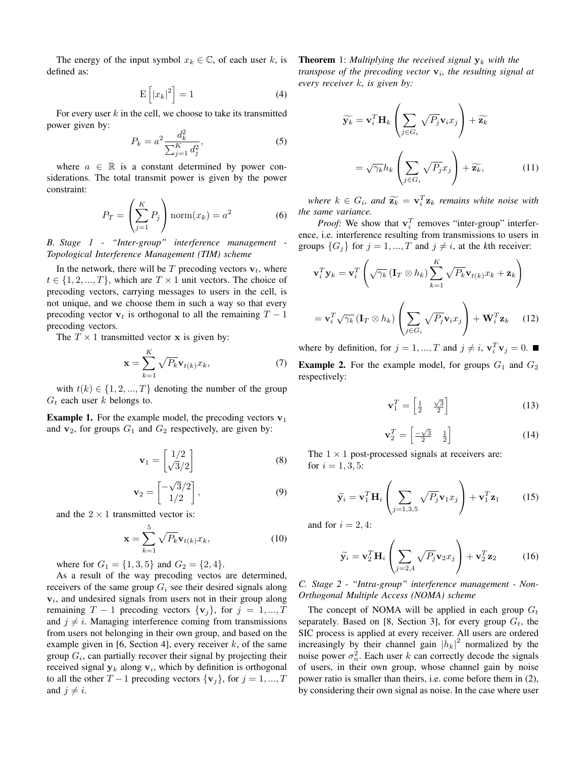The energy of the input symbol $x_k \in \mathbb{C}$, of each user $k$, is defined as:

$$\mathrm{E}\left[|x_k|^2\right] = 1 \tag{4}$$

For every user $k$ in the cell, we choose to take its transmitted power given by:

$$P_k = a^2 \frac{d_k^2}{\sum_{j=1}^{K} d_j^2}, \tag{5}$$

where $a \in \mathbb{R}$ is a constant determined by power considerations. The total transmit power is given by the power constraint:

$$P_T = \left(\sum_{j=1}^{K} P_j\right) \mathrm{norm}(x_k) = a^2 \tag{6}$$

### *B. Stage 1 - "Inter-group" interference management - Topological Interference Management (TIM) scheme*

In the network, there will be $T$ precoding vectors $\mathbf{v}_t$, where $t \in \{1, 2, ..., T\}$, which are $T \times 1$ unit vectors. The choice of precoding vectors, carrying messages to users in the cell, is not unique, and we choose them in such a way so that every precoding vector $\mathbf{v}_t$ is orthogonal to all the remaining $T - 1$ precoding vectors.

The $T \times 1$ transmitted vector $\mathbf{x}$ is given by:

$$\mathbf{x} = \sum_{k=1}^{K} \sqrt{P_k} \mathbf{v}_{t(k)} x_k, \tag{7}$$

with $t(k) \in \{1, 2, ..., T\}$ denoting the number of the group $G_t$ each user $k$ belongs to.

**Example 1.** For the example model, the precoding vectors $\mathbf{v}_1$ and $\mathbf{v}_2$, for groups $G_1$ and $G_2$ respectively, are given by:

$$\mathbf{v}_1 = \begin{bmatrix} 1/2 \\ \sqrt{3}/2 \end{bmatrix} \tag{8}$$

$$\mathbf{v}_2 = \begin{bmatrix} -\sqrt{3}/2 \\ 1/2 \end{bmatrix}, \tag{9}$$

and the $2 \times 1$ transmitted vector is:

$$\mathbf{x} = \sum_{k=1}^{5} \sqrt{P_k} \mathbf{v}_{t(k)} x_k, \tag{10}$$

where for $G_1 = \{1, 3, 5\}$ and $G_2 = \{2, 4\}$.

As a result of the way precoding vectos are determined, receivers of the same group $G_i$ see their desired signals along $\mathbf{v}_i$, and undesired signals from users not in their group along remaining $T - 1$ precoding vectors $\{\mathbf{v}_j\}$, for $j = 1, ..., T$ and $j \neq i$. Managing interference coming from transmissions from users not belonging in their own group, and based on the example given in [6, Section 4], every receiver $k$, of the same group $G_i$, can partially recover their signal by projecting their received signal $\mathbf{y}_k$ along $\mathbf{v}_i$, which by definition is orthogonal to all the other $T-1$ precoding vectors $\{\mathbf{v}_j\}$, for $j = 1, ..., T$ and $j \neq i$.

**Theorem** 1: *Multiplying the received signal $\mathbf{y}_k$ with the transpose of the precoding vector $\mathbf{v}_i$, the resulting signal at every receiver $k$, is given by:*

$$\begin{aligned} \widetilde{\mathbf{y}_k} &= \mathbf{v}_i^T \mathbf{H}_k \left(\sum_{j \in G_i} \sqrt{P_j} \mathbf{v}_i x_j\right) + \widetilde{\mathbf{z}_k} \\ &= \sqrt{\gamma_k} h_k \left(\sum_{j \in G_i} \sqrt{P_j} x_j\right) + \widetilde{\mathbf{z}_k}, \end{aligned} \tag{11}$$

*where $k \in G_i$, and $\widetilde{\mathbf{z}_k} = \mathbf{v}_i^T \mathbf{z}_k$ remains white noise with the same variance.*

*Proof:* We show that $\mathbf{v}_i^T$ removes "inter-group" interference, i.e. interference resulting from transmissions to users in groups $\{G_j\}$ for $j = 1, ..., T$ and $j \neq i$, at the $k$th receiver:

$$\begin{aligned} \mathbf{v}_i^T \mathbf{y}_k &= \mathbf{v}_i^T \left(\sqrt{\gamma_k} \left(\mathbf{I}_T \otimes h_k\right) \sum_{k=1}^{K} \sqrt{P_k} \mathbf{v}_{t(k)} x_k + \mathbf{z}_k\right) \\ &= \mathbf{v}_i^T \sqrt{\gamma_k} \left(\mathbf{I}_T \otimes h_k\right) \left(\sum_{j \in G_i} \sqrt{P_j} \mathbf{v}_i x_j\right) + \mathbf{W}_i^T \mathbf{z}_k \end{aligned} \tag{12}$$

where by definition, for $j = 1, ..., T$ and $j \neq i$, $\mathbf{v}_i^T \mathbf{v}_j = 0$. ■

**Example 2.** For the example model, for groups $G_1$ and $G_2$ respectively:

$$\mathbf{v}_1^T = \begin{bmatrix} \frac{1}{2} & \frac{\sqrt{3}}{2} \end{bmatrix} \tag{13}$$

$$\mathbf{v}_2^T = \begin{bmatrix} \frac{-\sqrt{3}}{2} & \frac{1}{2} \end{bmatrix} \tag{14}$$

The $1 \times 1$ post-processed signals at receivers are:
for $i = 1, 3, 5$:

$$\widetilde{\mathbf{y}}_i = \mathbf{v}_1^T \mathbf{H}_i \left(\sum_{j=1,3,5} \sqrt{P_j} \mathbf{v}_1 x_j\right) + \mathbf{v}_1^T \mathbf{z}_1 \tag{15}$$

and for $i = 2, 4$:

$$\widetilde{\mathbf{y}}_i = \mathbf{v}_2^T \mathbf{H}_i \left(\sum_{j=2,4} \sqrt{P_j} \mathbf{v}_2 x_j\right) + \mathbf{v}_2^T \mathbf{z}_2 \tag{16}$$

### *C. Stage 2 - "Intra-group" interference management - Non-Orthogonal Multiple Access (NOMA) scheme*

The concept of NOMA will be applied in each group $G_t$ separately. Based on [8, Section 3], for every group $G_t$, the SIC process is applied at every receiver. All users are ordered increasingly by their channel gain $|h_k|^2$ normalized by the noise power $\sigma_n^2$. Each user $k$ can correctly decode the signals of users, in their own group, whose channel gain by noise power ratio is smaller than theirs, i.e. come before them in (2), by considering their own signal as noise. In the case where user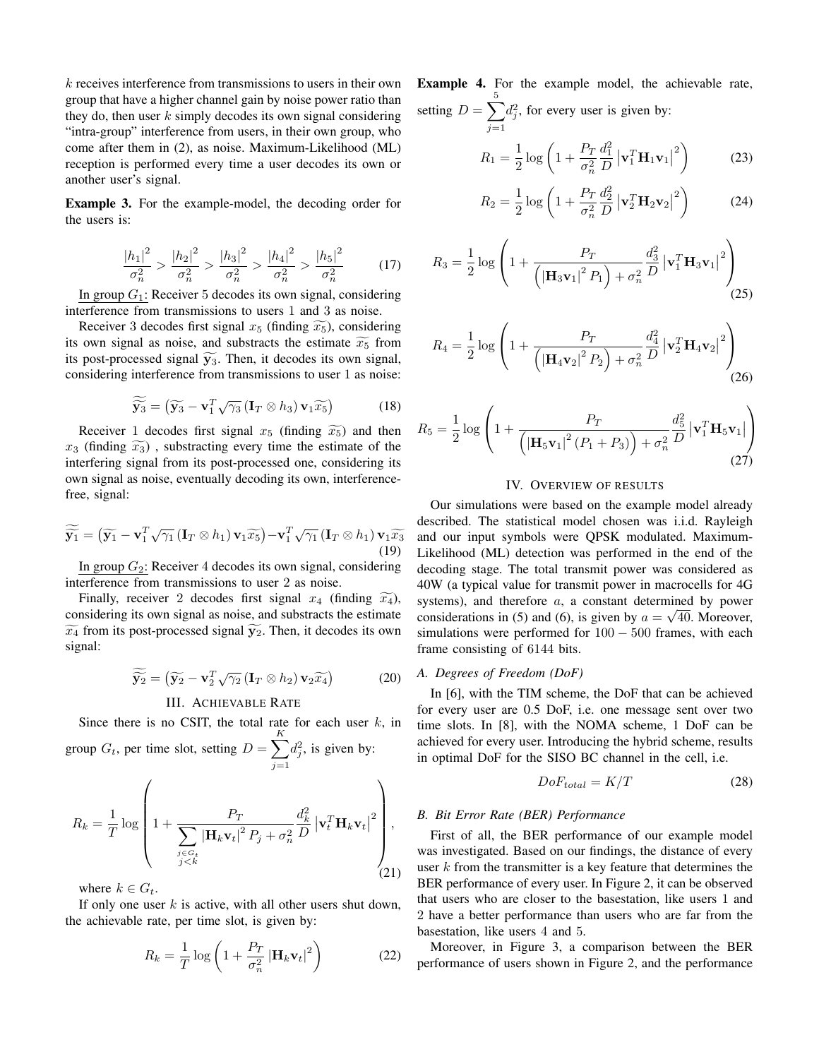$k$ receives interference from transmissions to users in their own group that have a higher channel gain by noise power ratio than they do, then user $k$ simply decodes its own signal considering "intra-group" interference from users, in their own group, who come after them in (2), as noise. Maximum-Likelihood (ML) reception is performed every time a user decodes its own or another user's signal.

**Example 3.** For the example-model, the decoding order for the users is:

$$\frac{|h_1|^2}{\sigma_n^2} > \frac{|h_2|^2}{\sigma_n^2} > \frac{|h_3|^2}{\sigma_n^2} > \frac{|h_4|^2}{\sigma_n^2} > \frac{|h_5|^2}{\sigma_n^2} \tag{17}$$

In group $G_1$: Receiver 5 decodes its own signal, considering interference from transmissions to users 1 and 3 as noise.

Receiver 3 decodes first signal $x_5$ (finding $\widetilde{x_5}$), considering its own signal as noise, and substracts the estimate $\widetilde{x_5}$ from its post-processed signal $\widetilde{\mathbf{y}_3}$. Then, it decodes its own signal, considering interference from transmissions to user 1 as noise:

$$\widetilde{\widetilde{\mathbf{y}_3}} = \left(\widetilde{\mathbf{y}_3} - \mathbf{v}_1^T \sqrt{\gamma_3} \left(\mathbf{I}_T \otimes h_3\right) \mathbf{v}_1 \widetilde{x_5}\right) \tag{18}$$

Receiver 1 decodes first signal $x_5$ (finding $\widetilde{x_5}$) and then $x_3$ (finding $\widetilde{x_3}$) , substracting every time the estimate of the interfering signal from its post-processed one, considering its own signal as noise, eventually decoding its own, interference-free, signal:

$$\widetilde{\widetilde{\mathbf{y}_1}} = \left(\widetilde{\mathbf{y}_1} - \mathbf{v}_1^T \sqrt{\gamma_1} \left(\mathbf{I}_T \otimes h_1\right) \mathbf{v}_1 \widetilde{x_5}\right) - \mathbf{v}_1^T \sqrt{\gamma_1} \left(\mathbf{I}_T \otimes h_1\right) \mathbf{v}_1 \widetilde{x_3} \tag{19}$$

In group $G_2$: Receiver 4 decodes its own signal, considering interference from transmissions to user 2 as noise.

Finally, receiver 2 decodes first signal $x_4$ (finding $\widetilde{x_4}$), considering its own signal as noise, and substracts the estimate $\widetilde{x_4}$ from its post-processed signal $\widetilde{\mathbf{y}_2}$. Then, it decodes its own signal:

$$\widetilde{\widetilde{\mathbf{y}_2}} = \left(\widetilde{\mathbf{y}_2} - \mathbf{v}_2^T \sqrt{\gamma_2} \left(\mathbf{I}_T \otimes h_2\right) \mathbf{v}_2 \widetilde{x_4}\right) \tag{20}$$

## III. Achievable Rate

Since there is no CSIT, the total rate for each user $k$, in group $G_t$, per time slot, setting $D = \sum_{j=1}^{K} d_j^2$, is given by:

$$R_k = \frac{1}{T} \log \left( 1 + \frac{P_T}{\sum\limits_{\substack{j \in G_t \\ j<k}} \left|\mathbf{H}_k \mathbf{v}_t\right|^2 P_j + \sigma_n^2} \frac{d_k^2}{D} \left|\mathbf{v}_t^T \mathbf{H}_k \mathbf{v}_t\right|^2 \right), \tag{21}$$

where $k \in G_t$.

If only one user $k$ is active, with all other users shut down, the achievable rate, per time slot, is given by:

$$R_k = \frac{1}{T} \log \left( 1 + \frac{P_T}{\sigma_n^2} \left|\mathbf{H}_k \mathbf{v}_t\right|^2 \right) \tag{22}$$

**Example 4.** For the example model, the achievable rate, setting $D = \sum_{j=1}^{5} d_j^2$, for every user is given by:

$$R_1 = \frac{1}{2} \log \left( 1 + \frac{P_T}{\sigma_n^2} \frac{d_1^2}{D} \left|\mathbf{v}_1^T \mathbf{H}_1 \mathbf{v}_1\right|^2 \right) \tag{23}$$

$$R_2 = \frac{1}{2} \log \left( 1 + \frac{P_T}{\sigma_n^2} \frac{d_2^2}{D} \left|\mathbf{v}_2^T \mathbf{H}_2 \mathbf{v}_2\right|^2 \right) \tag{24}$$

$$R_3 = \frac{1}{2} \log \left( 1 + \frac{P_T}{\left( \left|\mathbf{H}_3 \mathbf{v}_1\right|^2 P_1 \right) + \sigma_n^2} \frac{d_3^2}{D} \left|\mathbf{v}_1^T \mathbf{H}_3 \mathbf{v}_1\right|^2 \right) \tag{25}$$

$$R_4 = \frac{1}{2} \log \left( 1 + \frac{P_T}{\left( \left|\mathbf{H}_4 \mathbf{v}_2\right|^2 P_2 \right) + \sigma_n^2} \frac{d_4^2}{D} \left|\mathbf{v}_2^T \mathbf{H}_4 \mathbf{v}_2\right|^2 \right) \tag{26}$$

$$R_5 = \frac{1}{2} \log \left( 1 + \frac{P_T}{\left( \left|\mathbf{H}_5 \mathbf{v}_1\right|^2 (P_1 + P_3) \right) + \sigma_n^2} \frac{d_5^2}{D} \left|\mathbf{v}_1^T \mathbf{H}_5 \mathbf{v}_1\right| \right) \tag{27}$$

## IV. Overview of Results

Our simulations were based on the example model already described. The statistical model chosen was i.i.d. Rayleigh and our input symbols were QPSK modulated. Maximum-Likelihood (ML) detection was performed in the end of the decoding stage. The total transmit power was considered as 40W (a typical value for transmit power in macrocells for 4G systems), and therefore $a$, a constant determined by power considerations in (5) and (6), is given by $a = \sqrt{40}$. Moreover, simulations were performed for $100 - 500$ frames, with each frame consisting of 6144 bits.

### A. Degrees of Freedom (DoF)

In [6], with the TIM scheme, the DoF that can be achieved for every user are 0.5 DoF, i.e. one message sent over two time slots. In [8], with the NOMA scheme, 1 DoF can be achieved for every user. Introducing the hybrid scheme, results in optimal DoF for the SISO BC channel in the cell, i.e.

$$DoF_{total} = K/T \tag{28}$$

### B. Bit Error Rate (BER) Performance

First of all, the BER performance of our example model was investigated. Based on our findings, the distance of every user $k$ from the transmitter is a key feature that determines the BER performance of every user. In Figure 2, it can be observed that users who are closer to the basestation, like users 1 and 2 have a better performance than users who are far from the basestation, like users 4 and 5.

Moreover, in Figure 3, a comparison between the BER performance of users shown in Figure 2, and the performance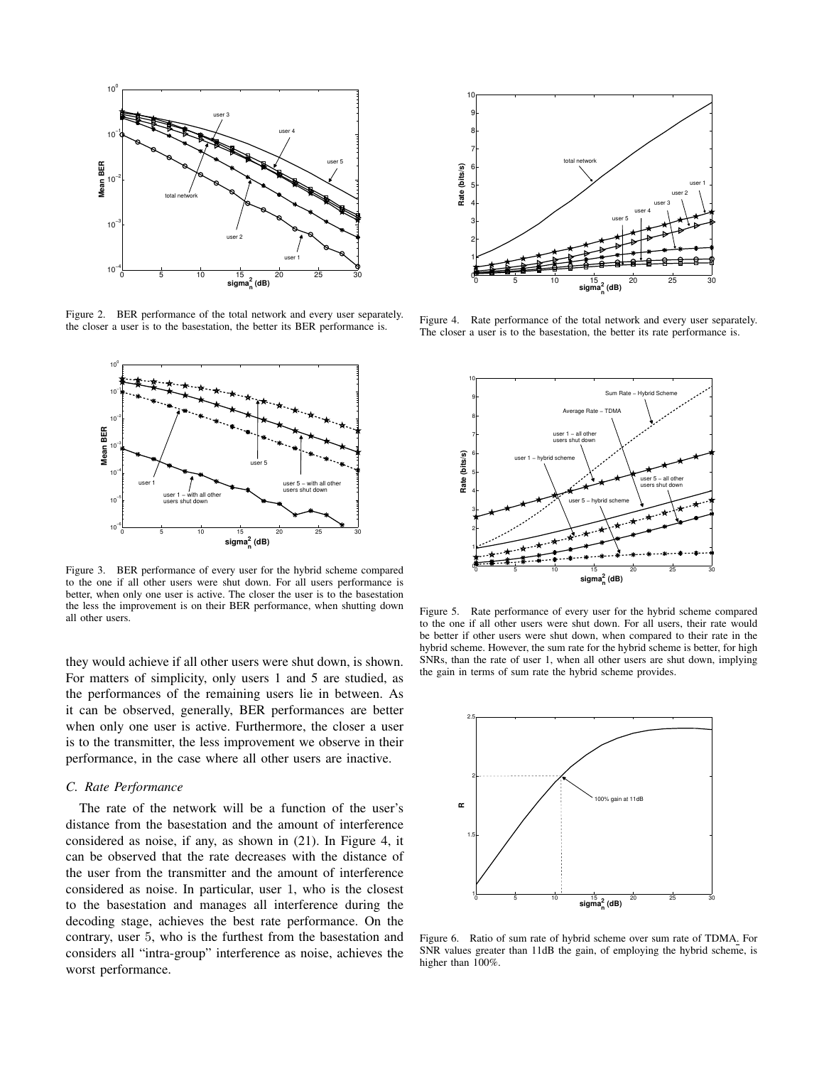Figure 2. BER performance of the total network and every user separately. the closer a user is to the basestation, the better its BER performance is.

Figure 3. BER performance of every user for the hybrid scheme compared to the one if all other users were shut down. For all users performance is better, when only one user is active. The closer the user is to the basestation the less the improvement is on their BER performance, when shutting down all other users.

they would achieve if all other users were shut down, is shown. For matters of simplicity, only users 1 and 5 are studied, as the performances of the remaining users lie in between. As it can be observed, generally, BER performances are better when only one user is active. Furthermore, the closer a user is to the transmitter, the less improvement we observe in their performance, in the case where all other users are inactive.

### C. Rate Performance

The rate of the network will be a function of the user's distance from the basestation and the amount of interference considered as noise, if any, as shown in (21). In Figure 4, it can be observed that the rate decreases with the distance of the user from the transmitter and the amount of interference considered as noise. In particular, user 1, who is the closest to the basestation and manages all interference during the decoding stage, achieves the best rate performance. On the contrary, user 5, who is the furthest from the basestation and considers all "intra-group" interference as noise, achieves the worst performance.

Figure 4. Rate performance of the total network and every user separately. The closer a user is to the basestation, the better its rate performance is.

Figure 5. Rate performance of every user for the hybrid scheme compared to the one if all other users were shut down. For all users, their rate would be better if other users were shut down, when compared to their rate in the hybrid scheme. However, the sum rate for the hybrid scheme is better, for high SNRs, than the rate of user 1, when all other users are shut down, implying the gain in terms of sum rate the hybrid scheme provides.

Figure 6. Ratio of sum rate of hybrid scheme over sum rate of TDMA. For SNR values greater than 11dB the gain, of employing the hybrid scheme, is higher than 100%.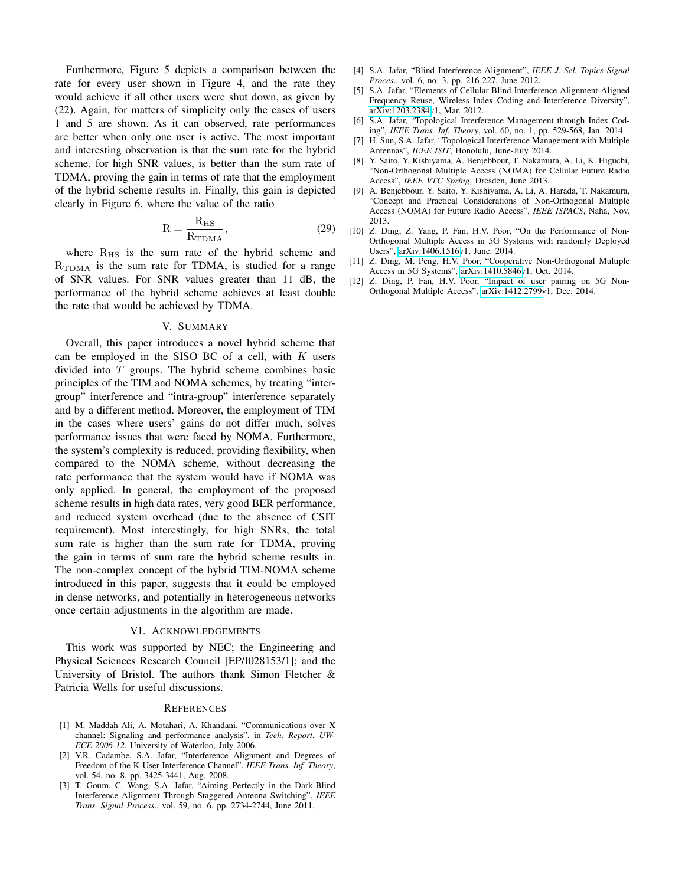Furthermore, Figure 5 depicts a comparison between the rate for every user shown in Figure 4, and the rate they would achieve if all other users were shut down, as given by (22). Again, for matters of simplicity only the cases of users 1 and 5 are shown. As it can observed, rate performances are better when only one user is active. The most important and interesting observation is that the sum rate for the hybrid scheme, for high SNR values, is better than the sum rate of TDMA, proving the gain in terms of rate that the employment of the hybrid scheme results in. Finally, this gain is depicted clearly in Figure 6, where the value of the ratio

$$\mathrm{R} = \frac{\mathrm{R_{HS}}}{\mathrm{R_{TDMA}}}, \tag{29}$$

where $\mathrm{R_{HS}}$ is the sum rate of the hybrid scheme and $\mathrm{R_{TDMA}}$ is the sum rate for TDMA, is studied for a range of SNR values. For SNR values greater than 11 dB, the performance of the hybrid scheme achieves at least double the rate that would be achieved by TDMA.

## V. Summary

Overall, this paper introduces a novel hybrid scheme that can be employed in the SISO BC of a cell, with $K$ users divided into $T$ groups. The hybrid scheme combines basic principles of the TIM and NOMA schemes, by treating "inter-group" interference and "intra-group" interference separately and by a different method. Moreover, the employment of TIM in the cases where users' gains do not differ much, solves performance issues that were faced by NOMA. Furthermore, the system's complexity is reduced, providing flexibility, when compared to the NOMA scheme, without decreasing the rate performance that the system would have if NOMA was only applied. In general, the employment of the proposed scheme results in high data rates, very good BER performance, and reduced system overhead (due to the absence of CSIT requirement). Most interestingly, for high SNRs, the total sum rate is higher than the sum rate for TDMA, proving the gain in terms of sum rate the hybrid scheme results in. The non-complex concept of the hybrid TIM-NOMA scheme introduced in this paper, suggests that it could be employed in dense networks, and potentially in heterogeneous networks once certain adjustments in the algorithm are made.

## VI. Acknowledgements

This work was supported by NEC; the Engineering and Physical Sciences Research Council [EP/I028153/1]; and the University of Bristol. The authors thank Simon Fletcher & Patricia Wells for useful discussions.

## References

[1] M. Maddah-Ali, A. Motahari, A. Khandani, "Communications over X channel: Signaling and performance analysis", in *Tech. Report*, *UW-ECE-2006-12*, University of Waterloo, July 2006.

[2] V.R. Cadambe, S.A. Jafar, "Interference Alignment and Degrees of Freedom of the K-User Interference Channel", *IEEE Trans. Inf. Theory*, vol. 54, no. 8, pp. 3425-3441, Aug. 2008.

[3] T. Goum, C. Wang, S.A. Jafar, "Aiming Perfectly in the Dark-Blind Interference Alignment Through Staggered Antenna Switching", *IEEE Trans. Signal Process.*, vol. 59, no. 6, pp. 2734-2744, June 2011.

[4] S.A. Jafar, "Blind Interference Alignment", *IEEE J. Sel. Topics Signal Proces.*, vol. 6, no. 3, pp. 216-227, June 2012.

[5] S.A. Jafar, "Elements of Cellular Blind Interference Alignment-Aligned Frequency Reuse, Wireless Index Coding and Interference Diversity", arXiv:1203.2384v1, Mar. 2012.

[6] S.A. Jafar, "Topological Interference Management through Index Coding", *IEEE Trans. Inf. Theory*, vol. 60, no. 1, pp. 529-568, Jan. 2014.

[7] H. Sun, S.A. Jafar, "Topological Interference Management with Multiple Antennas", *IEEE ISIT*, Honolulu, June-July 2014.

[8] Y. Saito, Y. Kishiyama, A. Benjebbour, T. Nakamura, A. Li, K. Higuchi, "Non-Orthogonal Multiple Access (NOMA) for Cellular Future Radio Access", *IEEE VTC Spring*, Dresden, June 2013.

[9] A. Benjebbour, Y. Saito, Y. Kishiyama, A. Li, A. Harada, T. Nakamura, "Concept and Practical Considerations of Non-Orthogonal Multiple Access (NOMA) for Future Radio Access", *IEEE ISPACS*, Naha, Nov. 2013.

[10] Z. Ding, Z. Yang, P. Fan, H.V. Poor, "On the Performance of Non-Orthogonal Multiple Access in 5G Systems with randomly Deployed Users", arXiv:1406.1516v1, June. 2014.

[11] Z. Ding, M. Peng, H.V. Poor, "Cooperative Non-Orthogonal Multiple Access in 5G Systems", arXiv:1410.5846v1, Oct. 2014.

[12] Z. Ding, P. Fan, H.V. Poor, "Impact of user pairing on 5G Non-Orthogonal Multiple Access", arXiv:1412.2799v1, Dec. 2014.